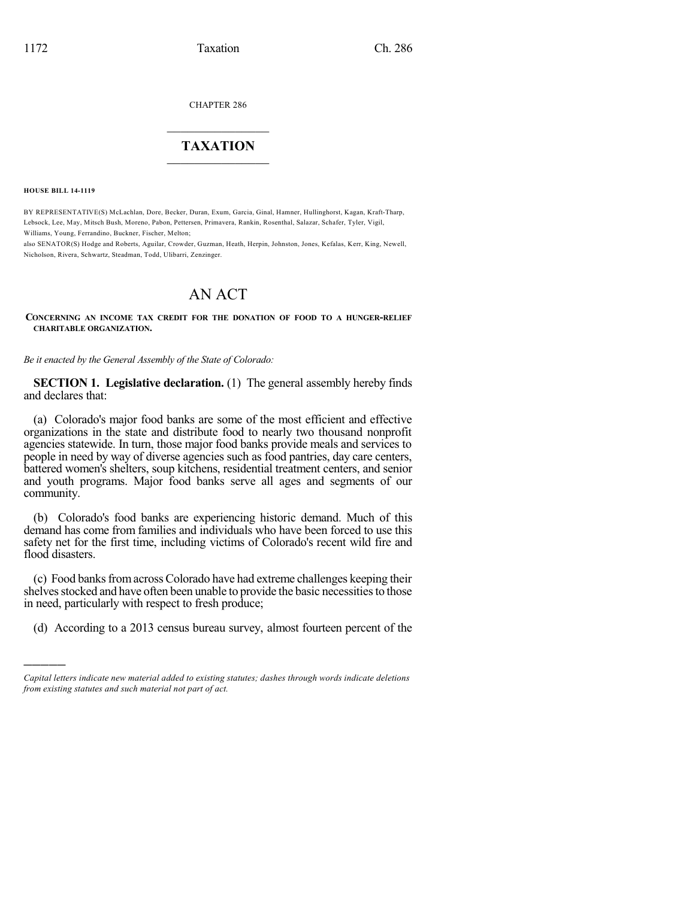CHAPTER 286

# TAXATION

**HOUSE BILL 14-1119**

BY REPRESENTATIVE(S) McLachlan, Dore, Becker, Duran, Exum, Garcia, Ginal, Hamner, Hullinghorst, Kagan, Kraft-Tharp, Lebsock, Lee, May, Mitsch Bush, Moreno, Pabon, Pettersen, Primavera, Rankin, Rosenthal, Salazar, Schafer, Tyler, Vigil, Williams, Young, Ferrandino, Buckner, Fischer, Melton;
also SENATOR(S) Hodge and Roberts, Aguilar, Crowder, Guzman, Heath, Herpin, Johnston, Jones, Kefalas, Kerr, King, Newell, Nicholson, Rivera, Schwartz, Steadman, Todd, Ulibarri, Zenzinger.

# AN ACT

**CONCERNING AN INCOME TAX CREDIT FOR THE DONATION OF FOOD TO A HUNGER-RELIEF CHARITABLE ORGANIZATION.**

*Be it enacted by the General Assembly of the State of Colorado:*

**SECTION 1. Legislative declaration.** (1) The general assembly hereby finds and declares that:

(a) Colorado's major food banks are some of the most efficient and effective organizations in the state and distribute food to nearly two thousand nonprofit agencies statewide. In turn, those major food banks provide meals and services to people in need by way of diverse agencies such as food pantries, day care centers, battered women's shelters, soup kitchens, residential treatment centers, and senior and youth programs. Major food banks serve all ages and segments of our community.

(b) Colorado's food banks are experiencing historic demand. Much of this demand has come from families and individuals who have been forced to use this safety net for the first time, including victims of Colorado's recent wild fire and flood disasters.

(c) Food banks from across Colorado have had extreme challenges keeping their shelves stocked and have often been unable to provide the basic necessities to those in need, particularly with respect to fresh produce;

(d) According to a 2013 census bureau survey, almost fourteen percent of the

---

*Capital letters indicate new material added to existing statutes; dashes through words indicate deletions from existing statutes and such material not part of act.*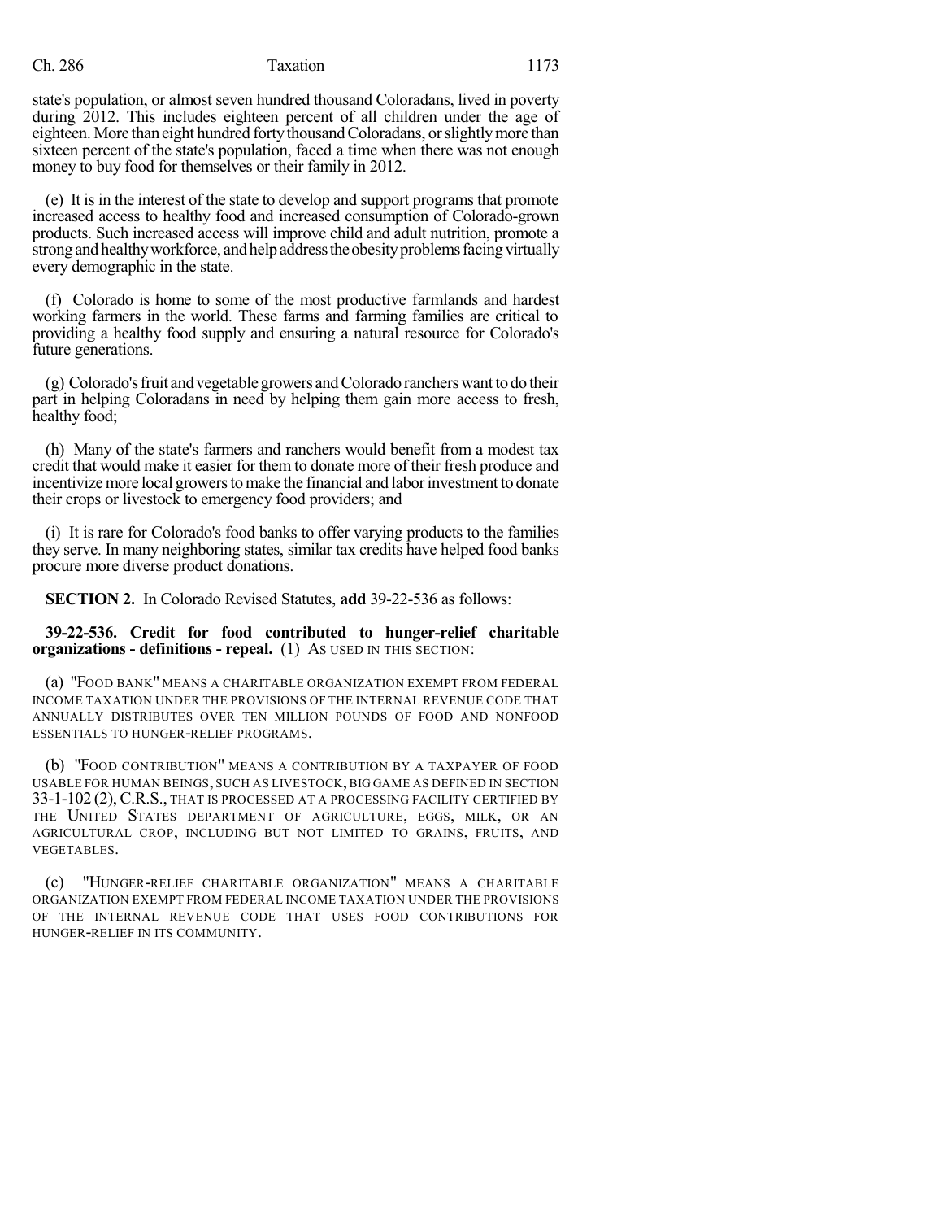state's population, or almost seven hundred thousand Coloradans, lived in poverty during 2012. This includes eighteen percent of all children under the age of eighteen. More than eight hundred forty thousand Coloradans, or slightly more than sixteen percent of the state's population, faced a time when there was not enough money to buy food for themselves or their family in 2012.

(e) It is in the interest of the state to develop and support programs that promote increased access to healthy food and increased consumption of Colorado-grown products. Such increased access will improve child and adult nutrition, promote a strong and healthy workforce, and help address the obesity problems facing virtually every demographic in the state.

(f) Colorado is home to some of the most productive farmlands and hardest working farmers in the world. These farms and farming families are critical to providing a healthy food supply and ensuring a natural resource for Colorado's future generations.

(g) Colorado's fruit and vegetable growers and Colorado ranchers want to do their part in helping Coloradans in need by helping them gain more access to fresh, healthy food;

(h) Many of the state's farmers and ranchers would benefit from a modest tax credit that would make it easier for them to donate more of their fresh produce and incentivize more local growers to make the financial and labor investment to donate their crops or livestock to emergency food providers; and

(i) It is rare for Colorado's food banks to offer varying products to the families they serve. In many neighboring states, similar tax credits have helped food banks procure more diverse product donations.

**SECTION 2.** In Colorado Revised Statutes, **add** 39-22-536 as follows:

**39-22-536. Credit for food contributed to hunger-relief charitable organizations - definitions - repeal.** (1) AS USED IN THIS SECTION:

(a) "FOOD BANK" MEANS A CHARITABLE ORGANIZATION EXEMPT FROM FEDERAL INCOME TAXATION UNDER THE PROVISIONS OF THE INTERNAL REVENUE CODE THAT ANNUALLY DISTRIBUTES OVER TEN MILLION POUNDS OF FOOD AND NONFOOD ESSENTIALS TO HUNGER-RELIEF PROGRAMS.

(b) "FOOD CONTRIBUTION" MEANS A CONTRIBUTION BY A TAXPAYER OF FOOD USABLE FOR HUMAN BEINGS, SUCH AS LIVESTOCK, BIG GAME AS DEFINED IN SECTION 33-1-102 (2), C.R.S., THAT IS PROCESSED AT A PROCESSING FACILITY CERTIFIED BY THE UNITED STATES DEPARTMENT OF AGRICULTURE, EGGS, MILK, OR AN AGRICULTURAL CROP, INCLUDING BUT NOT LIMITED TO GRAINS, FRUITS, AND VEGETABLES.

(c) "HUNGER-RELIEF CHARITABLE ORGANIZATION" MEANS A CHARITABLE ORGANIZATION EXEMPT FROM FEDERAL INCOME TAXATION UNDER THE PROVISIONS OF THE INTERNAL REVENUE CODE THAT USES FOOD CONTRIBUTIONS FOR HUNGER-RELIEF IN ITS COMMUNITY.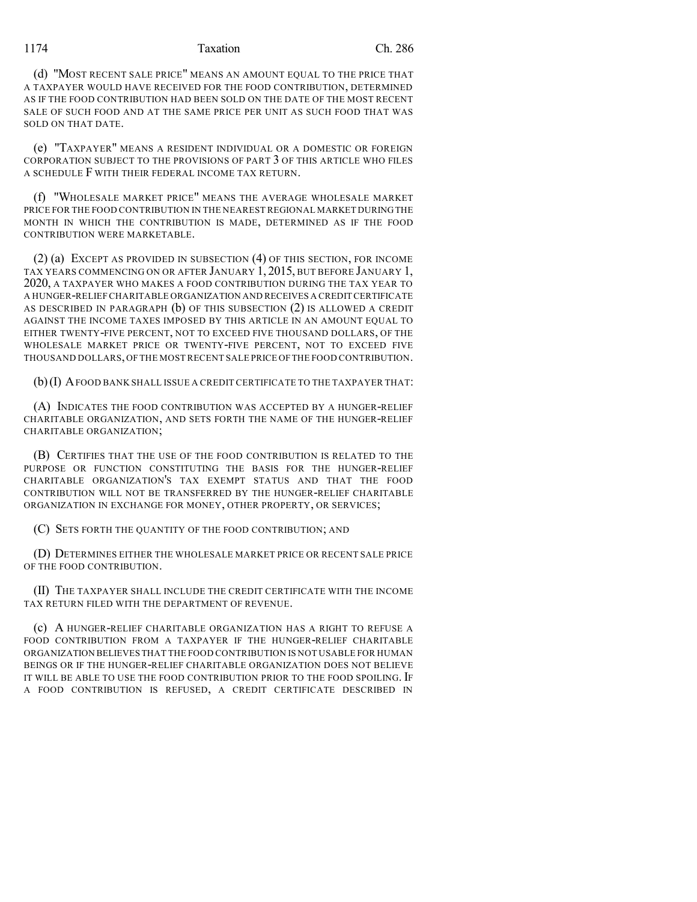(d) "MOST RECENT SALE PRICE" MEANS AN AMOUNT EQUAL TO THE PRICE THAT A TAXPAYER WOULD HAVE RECEIVED FOR THE FOOD CONTRIBUTION, DETERMINED AS IF THE FOOD CONTRIBUTION HAD BEEN SOLD ON THE DATE OF THE MOST RECENT SALE OF SUCH FOOD AND AT THE SAME PRICE PER UNIT AS SUCH FOOD THAT WAS SOLD ON THAT DATE.

(e) "TAXPAYER" MEANS A RESIDENT INDIVIDUAL OR A DOMESTIC OR FOREIGN CORPORATION SUBJECT TO THE PROVISIONS OF PART 3 OF THIS ARTICLE WHO FILES A SCHEDULE F WITH THEIR FEDERAL INCOME TAX RETURN.

(f) "WHOLESALE MARKET PRICE" MEANS THE AVERAGE WHOLESALE MARKET PRICE FOR THE FOOD CONTRIBUTION IN THE NEAREST REGIONAL MARKET DURING THE MONTH IN WHICH THE CONTRIBUTION IS MADE, DETERMINED AS IF THE FOOD CONTRIBUTION WERE MARKETABLE.

(2) (a) EXCEPT AS PROVIDED IN SUBSECTION (4) OF THIS SECTION, FOR INCOME TAX YEARS COMMENCING ON OR AFTER JANUARY 1, 2015, BUT BEFORE JANUARY 1, 2020, A TAXPAYER WHO MAKES A FOOD CONTRIBUTION DURING THE TAX YEAR TO A HUNGER-RELIEF CHARITABLE ORGANIZATION AND RECEIVES A CREDIT CERTIFICATE AS DESCRIBED IN PARAGRAPH (b) OF THIS SUBSECTION (2) IS ALLOWED A CREDIT AGAINST THE INCOME TAXES IMPOSED BY THIS ARTICLE IN AN AMOUNT EQUAL TO EITHER TWENTY-FIVE PERCENT, NOT TO EXCEED FIVE THOUSAND DOLLARS, OF THE WHOLESALE MARKET PRICE OR TWENTY-FIVE PERCENT, NOT TO EXCEED FIVE THOUSAND DOLLARS, OF THE MOST RECENT SALE PRICE OF THE FOOD CONTRIBUTION.

(b) (I) A FOOD BANK SHALL ISSUE A CREDIT CERTIFICATE TO THE TAXPAYER THAT:

(A) INDICATES THE FOOD CONTRIBUTION WAS ACCEPTED BY A HUNGER-RELIEF CHARITABLE ORGANIZATION, AND SETS FORTH THE NAME OF THE HUNGER-RELIEF CHARITABLE ORGANIZATION;

(B) CERTIFIES THAT THE USE OF THE FOOD CONTRIBUTION IS RELATED TO THE PURPOSE OR FUNCTION CONSTITUTING THE BASIS FOR THE HUNGER-RELIEF CHARITABLE ORGANIZATION'S TAX EXEMPT STATUS AND THAT THE FOOD CONTRIBUTION WILL NOT BE TRANSFERRED BY THE HUNGER-RELIEF CHARITABLE ORGANIZATION IN EXCHANGE FOR MONEY, OTHER PROPERTY, OR SERVICES;

(C) SETS FORTH THE QUANTITY OF THE FOOD CONTRIBUTION; AND

(D) DETERMINES EITHER THE WHOLESALE MARKET PRICE OR RECENT SALE PRICE OF THE FOOD CONTRIBUTION.

(II) THE TAXPAYER SHALL INCLUDE THE CREDIT CERTIFICATE WITH THE INCOME TAX RETURN FILED WITH THE DEPARTMENT OF REVENUE.

(c) A HUNGER-RELIEF CHARITABLE ORGANIZATION HAS A RIGHT TO REFUSE A FOOD CONTRIBUTION FROM A TAXPAYER IF THE HUNGER-RELIEF CHARITABLE ORGANIZATION BELIEVES THAT THE FOOD CONTRIBUTION IS NOT USABLE FOR HUMAN BEINGS OR IF THE HUNGER-RELIEF CHARITABLE ORGANIZATION DOES NOT BELIEVE IT WILL BE ABLE TO USE THE FOOD CONTRIBUTION PRIOR TO THE FOOD SPOILING. IF A FOOD CONTRIBUTION IS REFUSED, A CREDIT CERTIFICATE DESCRIBED IN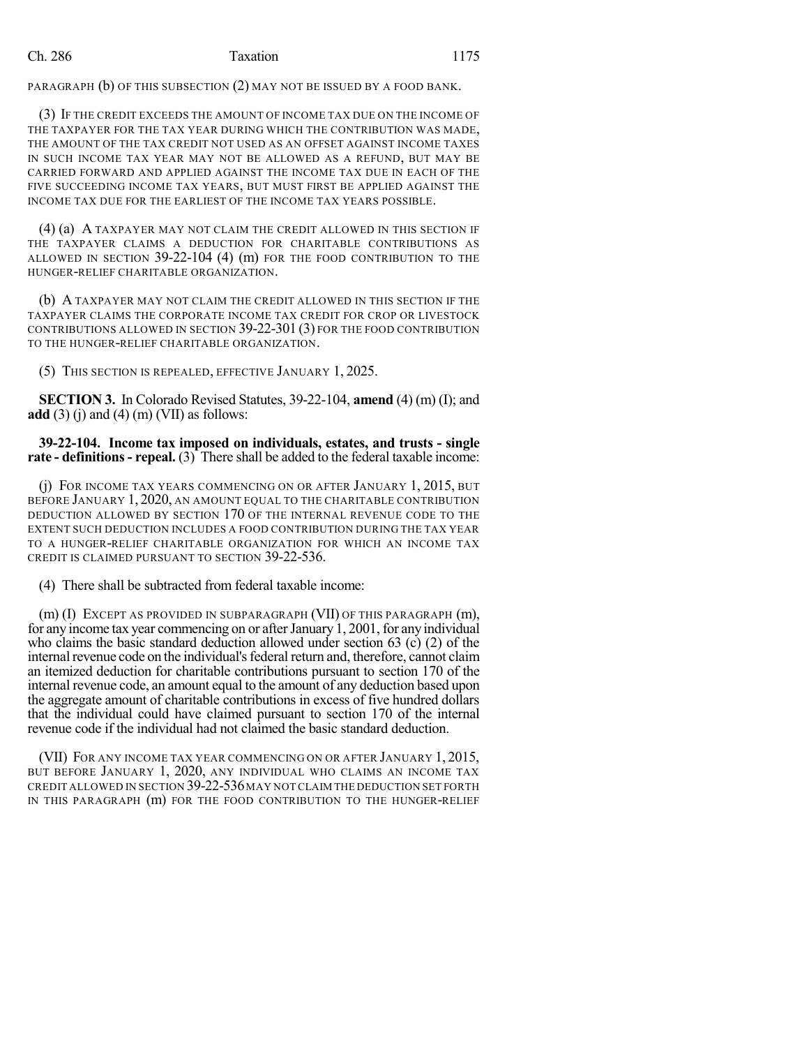PARAGRAPH (b) OF THIS SUBSECTION (2) MAY NOT BE ISSUED BY A FOOD BANK.

(3) IF THE CREDIT EXCEEDS THE AMOUNT OF INCOME TAX DUE ON THE INCOME OF THE TAXPAYER FOR THE TAX YEAR DURING WHICH THE CONTRIBUTION WAS MADE, THE AMOUNT OF THE TAX CREDIT NOT USED AS AN OFFSET AGAINST INCOME TAXES IN SUCH INCOME TAX YEAR MAY NOT BE ALLOWED AS A REFUND, BUT MAY BE CARRIED FORWARD AND APPLIED AGAINST THE INCOME TAX DUE IN EACH OF THE FIVE SUCCEEDING INCOME TAX YEARS, BUT MUST FIRST BE APPLIED AGAINST THE INCOME TAX DUE FOR THE EARLIEST OF THE INCOME TAX YEARS POSSIBLE.

(4) (a) A TAXPAYER MAY NOT CLAIM THE CREDIT ALLOWED IN THIS SECTION IF THE TAXPAYER CLAIMS A DEDUCTION FOR CHARITABLE CONTRIBUTIONS AS ALLOWED IN SECTION 39-22-104 (4) (m) FOR THE FOOD CONTRIBUTION TO THE HUNGER-RELIEF CHARITABLE ORGANIZATION.

(b) A TAXPAYER MAY NOT CLAIM THE CREDIT ALLOWED IN THIS SECTION IF THE TAXPAYER CLAIMS THE CORPORATE INCOME TAX CREDIT FOR CROP OR LIVESTOCK CONTRIBUTIONS ALLOWED IN SECTION 39-22-301 (3) FOR THE FOOD CONTRIBUTION TO THE HUNGER-RELIEF CHARITABLE ORGANIZATION.

(5) THIS SECTION IS REPEALED, EFFECTIVE JANUARY 1, 2025.

**SECTION 3.** In Colorado Revised Statutes, 39-22-104, **amend** (4) (m) (I); and **add** (3) (j) and (4) (m) (VII) as follows:

**39-22-104. Income tax imposed on individuals, estates, and trusts - single rate - definitions - repeal.** (3) There shall be added to the federal taxable income:

(j) FOR INCOME TAX YEARS COMMENCING ON OR AFTER JANUARY 1, 2015, BUT BEFORE JANUARY 1, 2020, AN AMOUNT EQUAL TO THE CHARITABLE CONTRIBUTION DEDUCTION ALLOWED BY SECTION 170 OF THE INTERNAL REVENUE CODE TO THE EXTENT SUCH DEDUCTION INCLUDES A FOOD CONTRIBUTION DURING THE TAX YEAR TO A HUNGER-RELIEF CHARITABLE ORGANIZATION FOR WHICH AN INCOME TAX CREDIT IS CLAIMED PURSUANT TO SECTION 39-22-536.

(4) There shall be subtracted from federal taxable income:

(m) (I) EXCEPT AS PROVIDED IN SUBPARAGRAPH (VII) OF THIS PARAGRAPH (m), for any income tax year commencing on or after January 1, 2001, for any individual who claims the basic standard deduction allowed under section 63 (c) (2) of the internal revenue code on the individual's federal return and, therefore, cannot claim an itemized deduction for charitable contributions pursuant to section 170 of the internal revenue code, an amount equal to the amount of any deduction based upon the aggregate amount of charitable contributions in excess of five hundred dollars that the individual could have claimed pursuant to section 170 of the internal revenue code if the individual had not claimed the basic standard deduction.

(VII) FOR ANY INCOME TAX YEAR COMMENCING ON OR AFTER JANUARY 1, 2015, BUT BEFORE JANUARY 1, 2020, ANY INDIVIDUAL WHO CLAIMS AN INCOME TAX CREDIT ALLOWED IN SECTION 39-22-536 MAY NOT CLAIM THE DEDUCTION SET FORTH IN THIS PARAGRAPH (m) FOR THE FOOD CONTRIBUTION TO THE HUNGER-RELIEF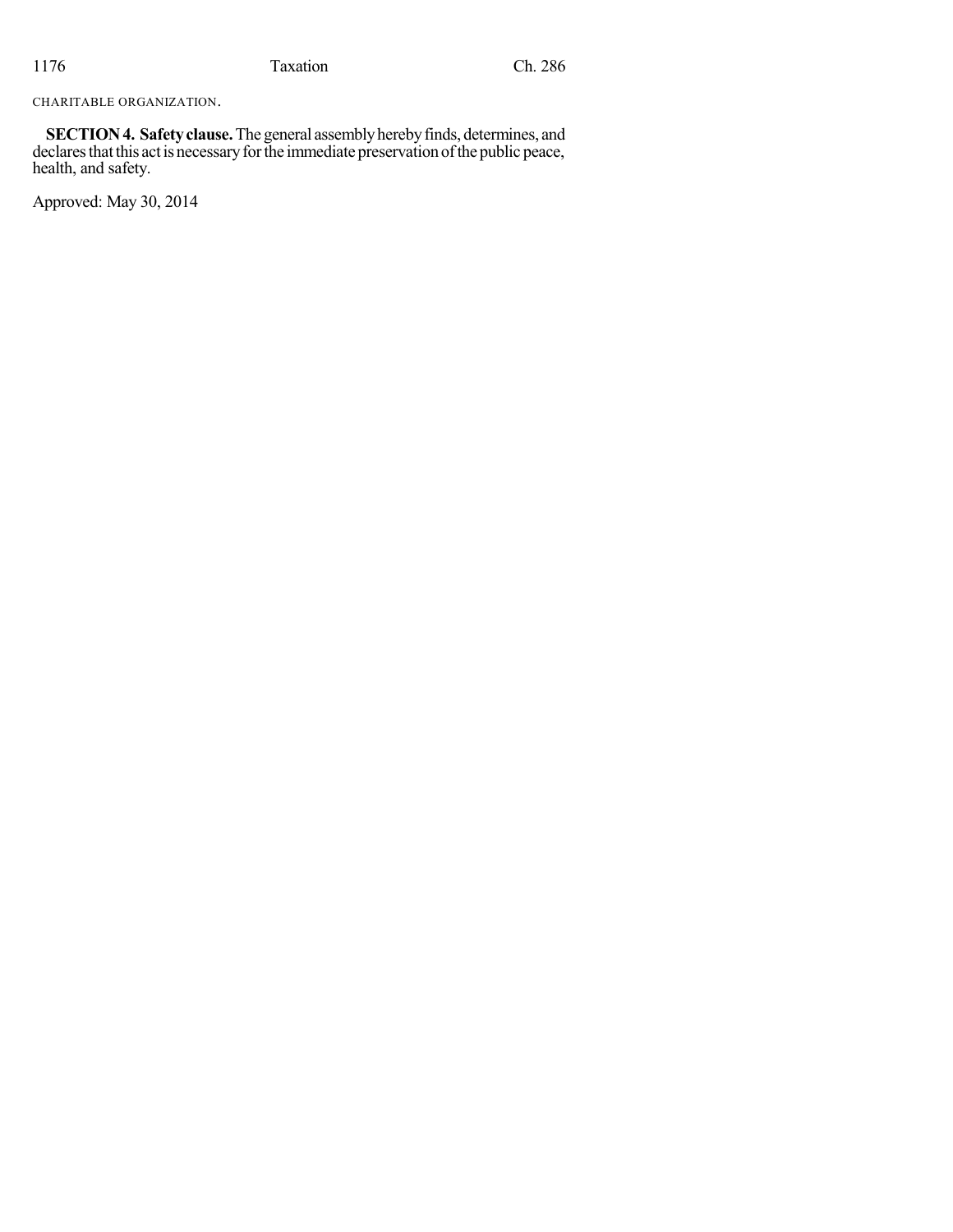CHARITABLE ORGANIZATION.

**SECTION 4. Safety clause.** The general assembly hereby finds, determines, and declares that this act is necessary for the immediate preservation of the public peace, health, and safety.

Approved: May 30, 2014